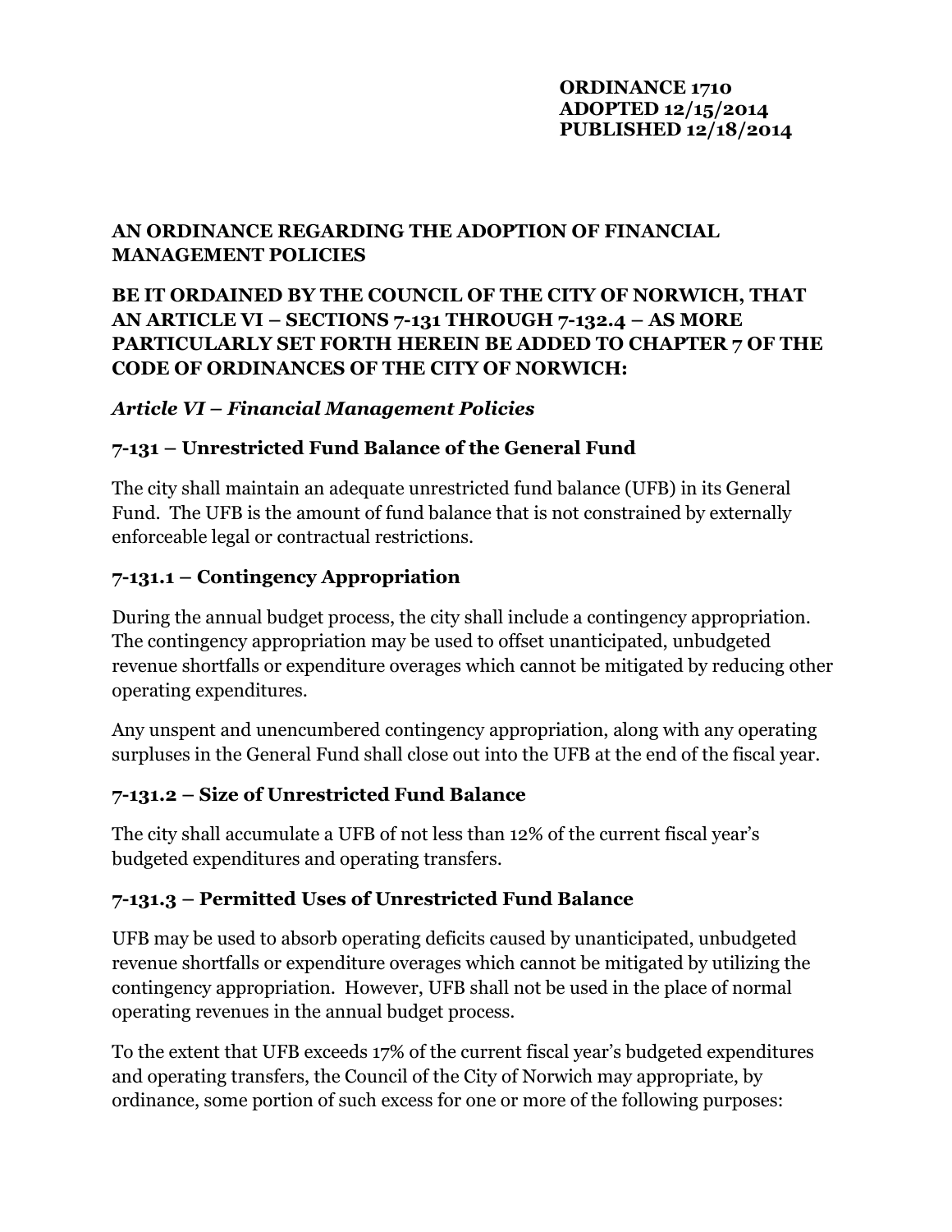**ORDINANCE 1710**
**ADOPTED 12/15/2014**
**PUBLISHED 12/18/2014**

**AN ORDINANCE REGARDING THE ADOPTION OF FINANCIAL MANAGEMENT POLICIES**

**BE IT ORDAINED BY THE COUNCIL OF THE CITY OF NORWICH, THAT AN ARTICLE VI – SECTIONS 7-131 THROUGH 7-132.4 – AS MORE PARTICULARLY SET FORTH HEREIN BE ADDED TO CHAPTER 7 OF THE CODE OF ORDINANCES OF THE CITY OF NORWICH:**

***Article VI – Financial Management Policies***

### 7-131 – Unrestricted Fund Balance of the General Fund

The city shall maintain an adequate unrestricted fund balance (UFB) in its General Fund. The UFB is the amount of fund balance that is not constrained by externally enforceable legal or contractual restrictions.

### 7-131.1 – Contingency Appropriation

During the annual budget process, the city shall include a contingency appropriation. The contingency appropriation may be used to offset unanticipated, unbudgeted revenue shortfalls or expenditure overages which cannot be mitigated by reducing other operating expenditures.

Any unspent and unencumbered contingency appropriation, along with any operating surpluses in the General Fund shall close out into the UFB at the end of the fiscal year.

### 7-131.2 – Size of Unrestricted Fund Balance

The city shall accumulate a UFB of not less than 12% of the current fiscal year's budgeted expenditures and operating transfers.

### 7-131.3 – Permitted Uses of Unrestricted Fund Balance

UFB may be used to absorb operating deficits caused by unanticipated, unbudgeted revenue shortfalls or expenditure overages which cannot be mitigated by utilizing the contingency appropriation. However, UFB shall not be used in the place of normal operating revenues in the annual budget process.

To the extent that UFB exceeds 17% of the current fiscal year's budgeted expenditures and operating transfers, the Council of the City of Norwich may appropriate, by ordinance, some portion of such excess for one or more of the following purposes: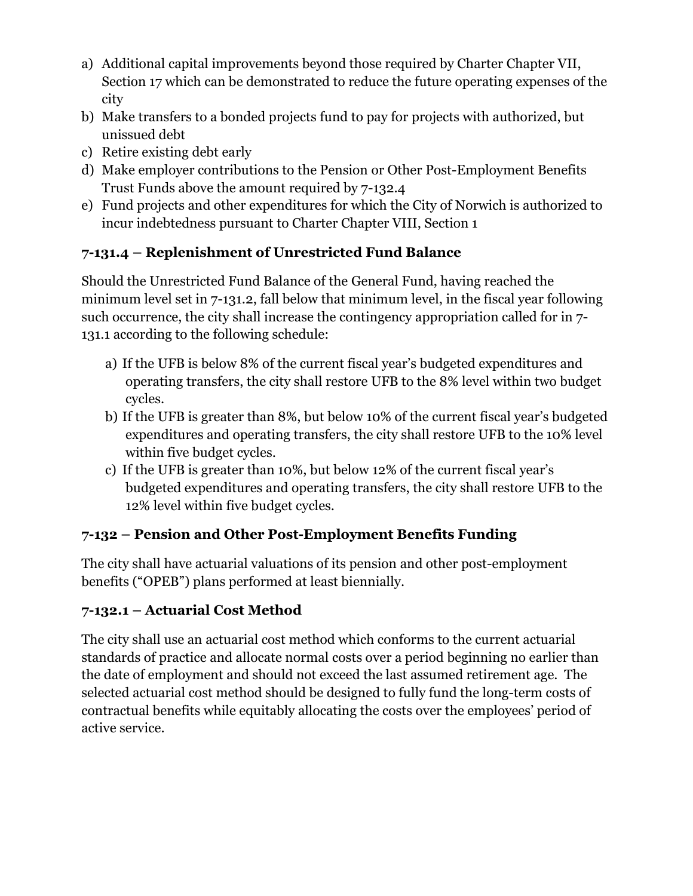a) Additional capital improvements beyond those required by Charter Chapter VII, Section 17 which can be demonstrated to reduce the future operating expenses of the city
b) Make transfers to a bonded projects fund to pay for projects with authorized, but unissued debt
c) Retire existing debt early
d) Make employer contributions to the Pension or Other Post-Employment Benefits Trust Funds above the amount required by 7-132.4
e) Fund projects and other expenditures for which the City of Norwich is authorized to incur indebtedness pursuant to Charter Chapter VIII, Section 1

### 7-131.4 – Replenishment of Unrestricted Fund Balance

Should the Unrestricted Fund Balance of the General Fund, having reached the minimum level set in 7-131.2, fall below that minimum level, in the fiscal year following such occurrence, the city shall increase the contingency appropriation called for in 7-131.1 according to the following schedule:

a) If the UFB is below 8% of the current fiscal year's budgeted expenditures and operating transfers, the city shall restore UFB to the 8% level within two budget cycles.
b) If the UFB is greater than 8%, but below 10% of the current fiscal year's budgeted expenditures and operating transfers, the city shall restore UFB to the 10% level within five budget cycles.
c) If the UFB is greater than 10%, but below 12% of the current fiscal year's budgeted expenditures and operating transfers, the city shall restore UFB to the 12% level within five budget cycles.

### 7-132 – Pension and Other Post-Employment Benefits Funding

The city shall have actuarial valuations of its pension and other post-employment benefits ("OPEB") plans performed at least biennially.

### 7-132.1 – Actuarial Cost Method

The city shall use an actuarial cost method which conforms to the current actuarial standards of practice and allocate normal costs over a period beginning no earlier than the date of employment and should not exceed the last assumed retirement age. The selected actuarial cost method should be designed to fully fund the long-term costs of contractual benefits while equitably allocating the costs over the employees' period of active service.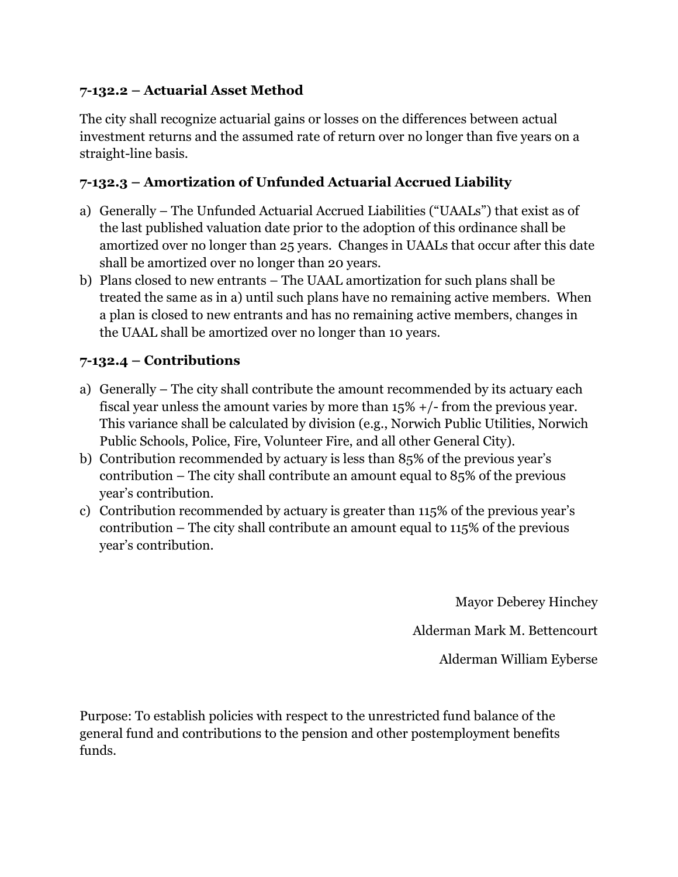### 7-132.2 – Actuarial Asset Method

The city shall recognize actuarial gains or losses on the differences between actual investment returns and the assumed rate of return over no longer than five years on a straight-line basis.

### 7-132.3 – Amortization of Unfunded Actuarial Accrued Liability

a) Generally – The Unfunded Actuarial Accrued Liabilities ("UAALs") that exist as of the last published valuation date prior to the adoption of this ordinance shall be amortized over no longer than 25 years. Changes in UAALs that occur after this date shall be amortized over no longer than 20 years.

b) Plans closed to new entrants – The UAAL amortization for such plans shall be treated the same as in a) until such plans have no remaining active members. When a plan is closed to new entrants and has no remaining active members, changes in the UAAL shall be amortized over no longer than 10 years.

### 7-132.4 – Contributions

a) Generally – The city shall contribute the amount recommended by its actuary each fiscal year unless the amount varies by more than 15% +/- from the previous year. This variance shall be calculated by division (e.g., Norwich Public Utilities, Norwich Public Schools, Police, Fire, Volunteer Fire, and all other General City).

b) Contribution recommended by actuary is less than 85% of the previous year's contribution – The city shall contribute an amount equal to 85% of the previous year's contribution.

c) Contribution recommended by actuary is greater than 115% of the previous year's contribution – The city shall contribute an amount equal to 115% of the previous year's contribution.

Mayor Deberey Hinchey

Alderman Mark M. Bettencourt

Alderman William Eyberse

Purpose: To establish policies with respect to the unrestricted fund balance of the general fund and contributions to the pension and other postemployment benefits funds.